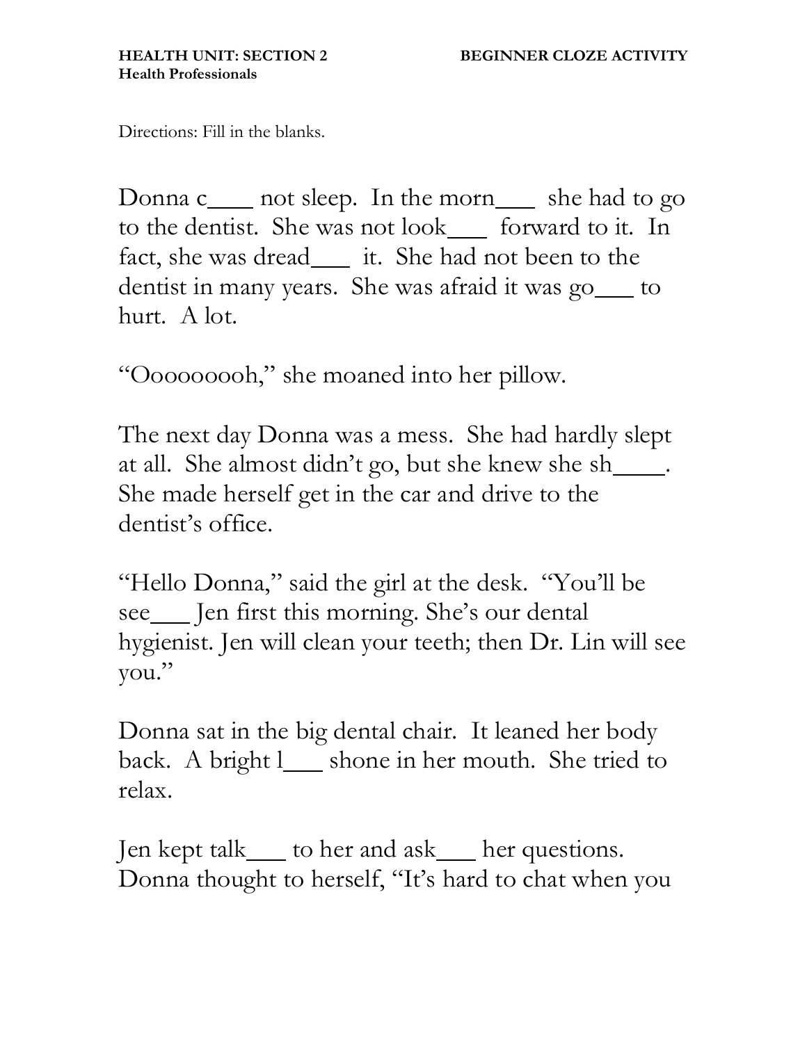**HEALTH UNIT: SECTION 2**
**Health Professionals**

**BEGINNER CLOZE ACTIVITY**

Directions: Fill in the blanks.

Donna c____ not sleep. In the morn___ she had to go to the dentist. She was not look___ forward to it. In fact, she was dread___ it. She had not been to the dentist in many years. She was afraid it was go___ to hurt. A lot.

"Oooooooh," she moaned into her pillow.

The next day Donna was a mess. She had hardly slept at all. She almost didn't go, but she knew she sh____. She made herself get in the car and drive to the dentist's office.

"Hello Donna," said the girl at the desk. "You'll be see___ Jen first this morning. She's our dental hygienist. Jen will clean your teeth; then Dr. Lin will see you."

Donna sat in the big dental chair. It leaned her body back. A bright l___ shone in her mouth. She tried to relax.

Jen kept talk___ to her and ask___ her questions. Donna thought to herself, "It's hard to chat when you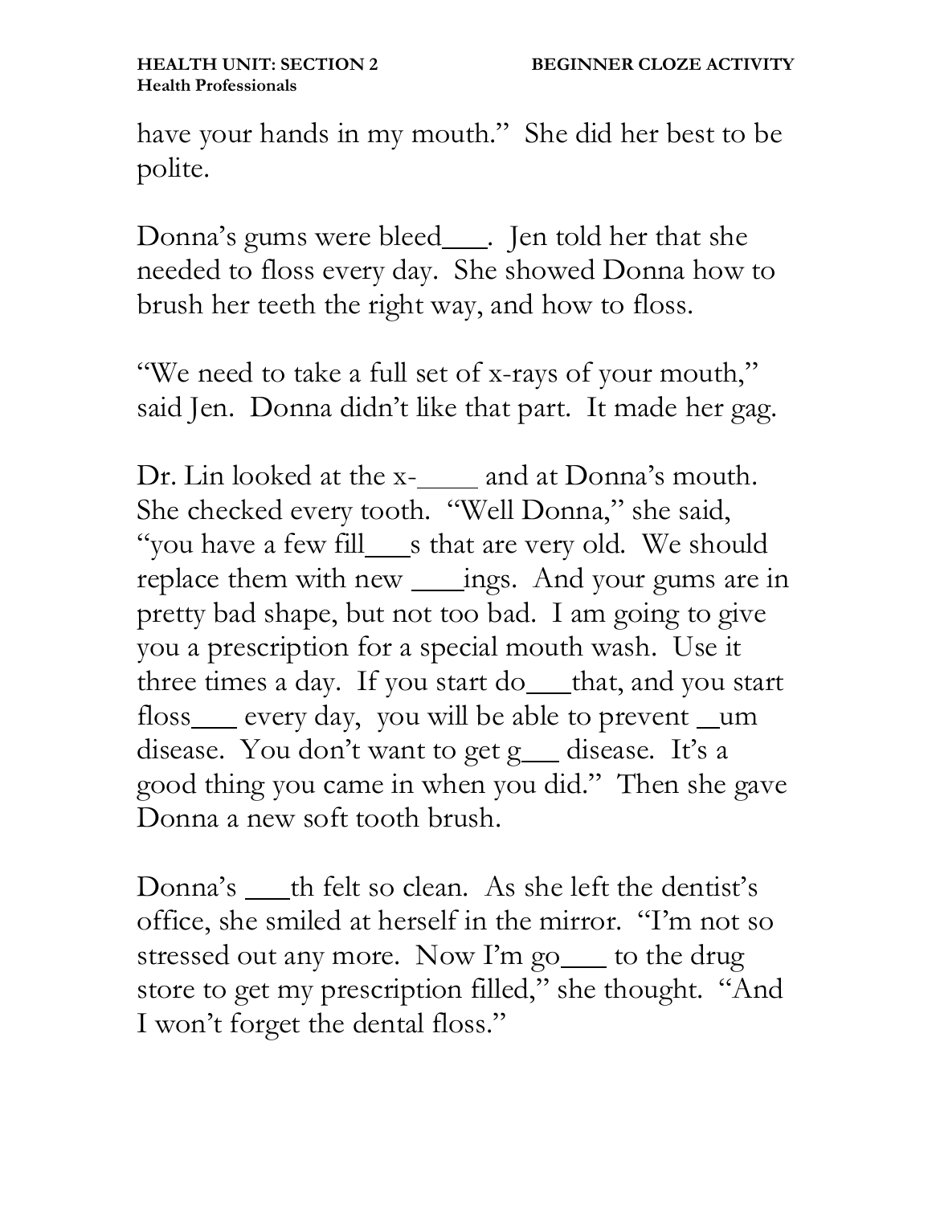have your hands in my mouth."  She did her best to be polite.

Donna's gums were bleed___.  Jen told her that she needed to floss every day.  She showed Donna how to brush her teeth the right way, and how to floss.

"We need to take a full set of x-rays of your mouth," said Jen.  Donna didn't like that part.  It made her gag.

Dr. Lin looked at the x-____ and at Donna's mouth. She checked every tooth.  "Well Donna," she said, "you have a few fill___s that are very old.  We should replace them with new ____ings.  And your gums are in pretty bad shape, but not too bad.  I am going to give you a prescription for a special mouth wash.  Use it three times a day.  If you start do___that, and you start floss___ every day,  you will be able to prevent _um disease.  You don't want to get g___ disease.  It's a good thing you came in when you did."  Then she gave Donna a new soft tooth brush.

Donna's ___th felt so clean.  As she left the dentist's office, she smiled at herself in the mirror.  "I'm not so stressed out any more.  Now I'm go___ to the drug store to get my prescription filled," she thought.  "And I won't forget the dental floss."